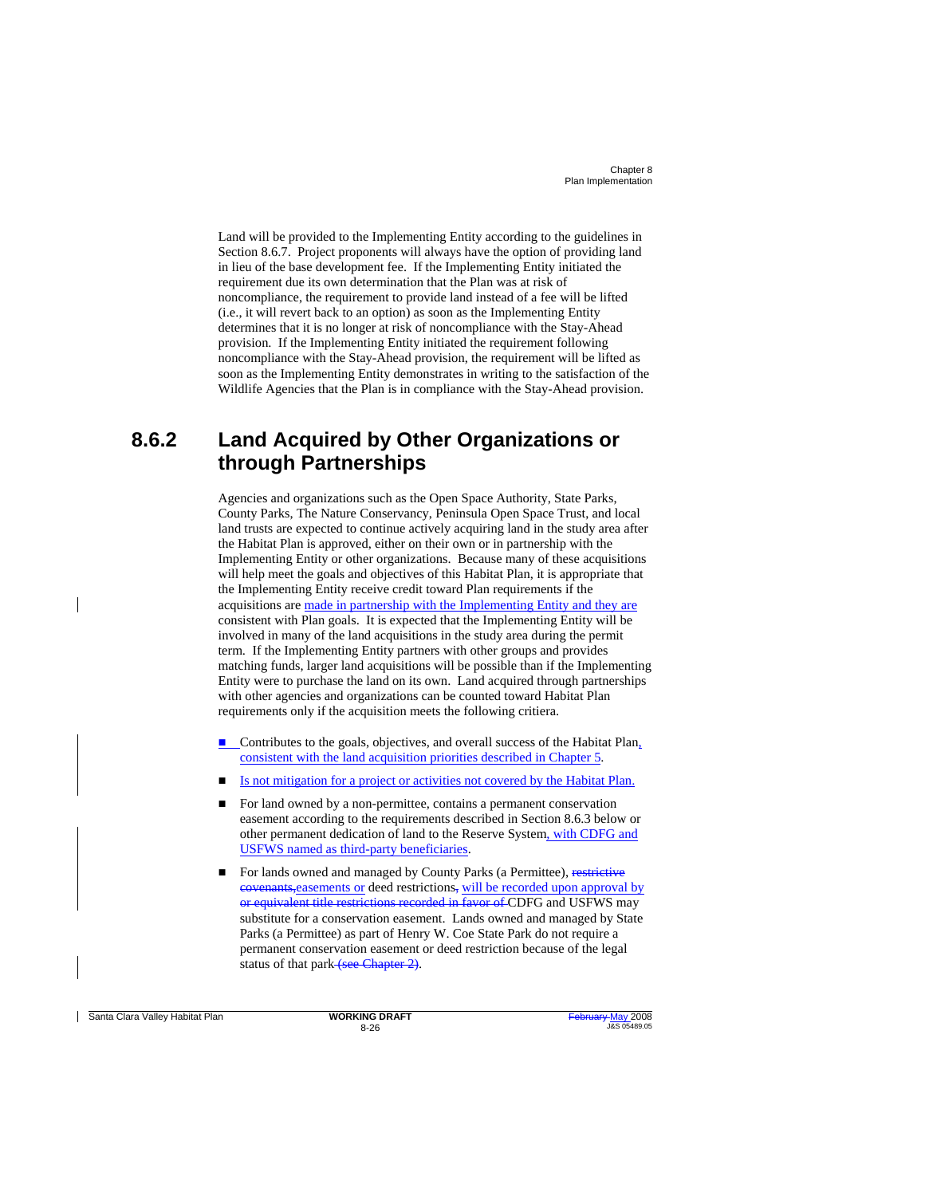Land will be provided to the Implementing Entity according to the guidelines in Section 8.6.7. Project proponents will always have the option of providing land in lieu of the base development fee. If the Implementing Entity initiated the requirement due its own determination that the Plan was at risk of noncompliance, the requirement to provide land instead of a fee will be lifted (i.e., it will revert back to an option) as soon as the Implementing Entity determines that it is no longer at risk of noncompliance with the Stay-Ahead provision. If the Implementing Entity initiated the requirement following noncompliance with the Stay-Ahead provision, the requirement will be lifted as soon as the Implementing Entity demonstrates in writing to the satisfaction of the Wildlife Agencies that the Plan is in compliance with the Stay-Ahead provision.

## 8.6.2 Land Acquired by Other Organizations or through Partnerships

Agencies and organizations such as the Open Space Authority, State Parks, County Parks, The Nature Conservancy, Peninsula Open Space Trust, and local land trusts are expected to continue actively acquiring land in the study area after the Habitat Plan is approved, either on their own or in partnership with the Implementing Entity or other organizations. Because many of these acquisitions will help meet the goals and objectives of this Habitat Plan, it is appropriate that the Implementing Entity receive credit toward Plan requirements if the acquisitions are made in partnership with the Implementing Entity and they are consistent with Plan goals. It is expected that the Implementing Entity will be involved in many of the land acquisitions in the study area during the permit term. If the Implementing Entity partners with other groups and provides matching funds, larger land acquisitions will be possible than if the Implementing Entity were to purchase the land on its own. Land acquired through partnerships with other agencies and organizations can be counted toward Habitat Plan requirements only if the acquisition meets the following critiera.

- Contributes to the goals, objectives, and overall success of the Habitat Plan, consistent with the land acquisition priorities described in Chapter 5.
- Is not mitigation for a project or activities not covered by the Habitat Plan.
- For land owned by a non-permittee, contains a permanent conservation easement according to the requirements described in Section 8.6.3 below or other permanent dedication of land to the Reserve System, with CDFG and USFWS named as third-party beneficiaries.
- For lands owned and managed by County Parks (a Permittee), ~~restrictive covenants,~~easements or deed restrictions~~,~~ will be recorded upon approval by ~~or equivalent title restrictions recorded in favor of~~ CDFG and USFWS may substitute for a conservation easement. Lands owned and managed by State Parks (a Permittee) as part of Henry W. Coe State Park do not require a permanent conservation easement or deed restriction because of the legal status of that park ~~(see Chapter 2)~~.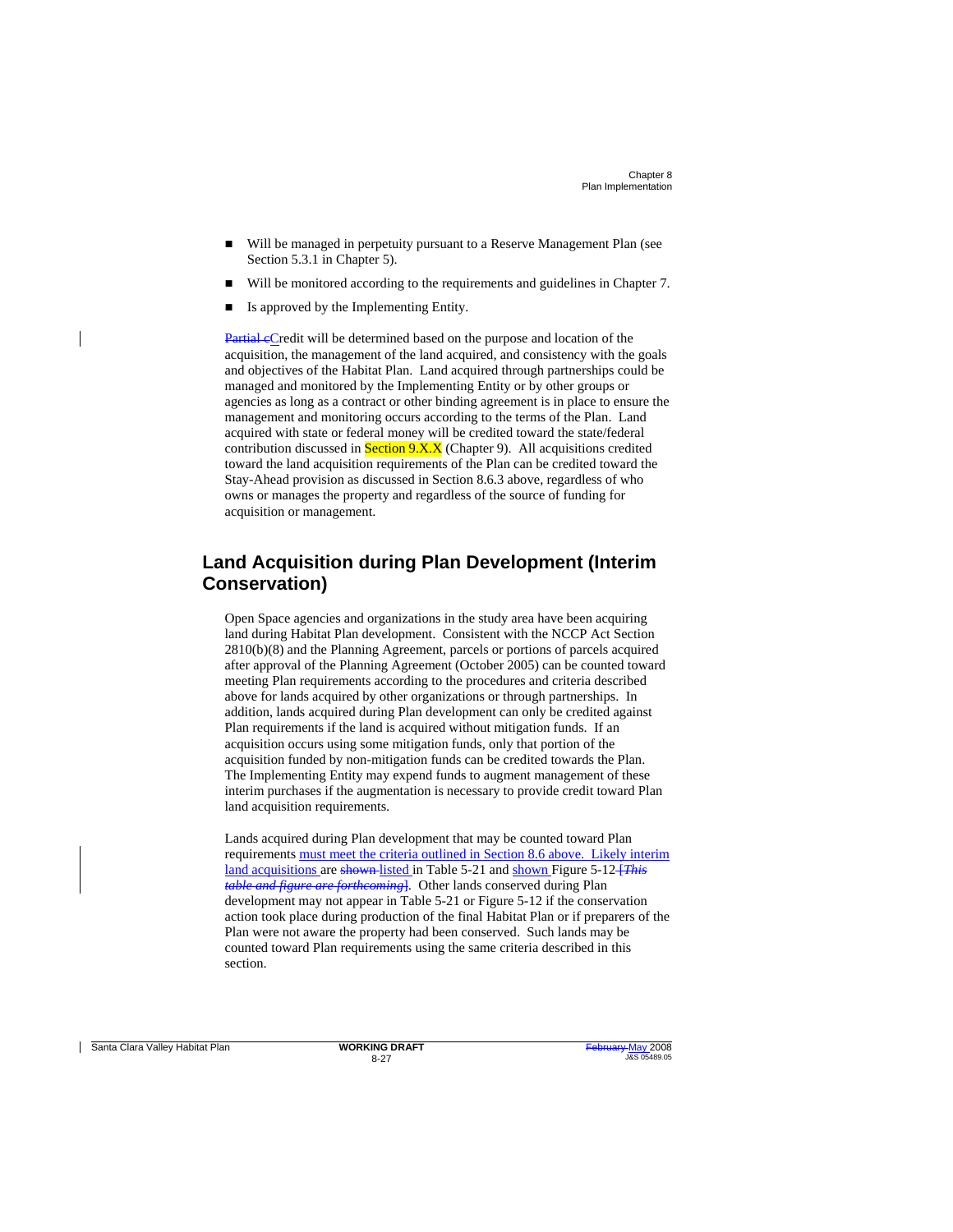- Will be managed in perpetuity pursuant to a Reserve Management Plan (see Section 5.3.1 in Chapter 5).
- Will be monitored according to the requirements and guidelines in Chapter 7.
- Is approved by the Implementing Entity.

~~Partial c~~Credit will be determined based on the purpose and location of the acquisition, the management of the land acquired, and consistency with the goals and objectives of the Habitat Plan. Land acquired through partnerships could be managed and monitored by the Implementing Entity or by other groups or agencies as long as a contract or other binding agreement is in place to ensure the management and monitoring occurs according to the terms of the Plan. Land acquired with state or federal money will be credited toward the state/federal contribution discussed in Section 9.X.X (Chapter 9). All acquisitions credited toward the land acquisition requirements of the Plan can be credited toward the Stay-Ahead provision as discussed in Section 8.6.3 above, regardless of who owns or manages the property and regardless of the source of funding for acquisition or management.

## Land Acquisition during Plan Development (Interim Conservation)

Open Space agencies and organizations in the study area have been acquiring land during Habitat Plan development. Consistent with the NCCP Act Section 2810(b)(8) and the Planning Agreement, parcels or portions of parcels acquired after approval of the Planning Agreement (October 2005) can be counted toward meeting Plan requirements according to the procedures and criteria described above for lands acquired by other organizations or through partnerships. In addition, lands acquired during Plan development can only be credited against Plan requirements if the land is acquired without mitigation funds. If an acquisition occurs using some mitigation funds, only that portion of the acquisition funded by non-mitigation funds can be credited towards the Plan. The Implementing Entity may expend funds to augment management of these interim purchases if the augmentation is necessary to provide credit toward Plan land acquisition requirements.

Lands acquired during Plan development that may be counted toward Plan requirements must meet the criteria outlined in Section 8.6 above. Likely interim land acquisitions are ~~shown~~ listed in Table 5-21 and shown Figure 5-12 ~~[*This table and figure are forthcoming*]~~. Other lands conserved during Plan development may not appear in Table 5-21 or Figure 5-12 if the conservation action took place during production of the final Habitat Plan or if preparers of the Plan were not aware the property had been conserved. Such lands may be counted toward Plan requirements using the same criteria described in this section.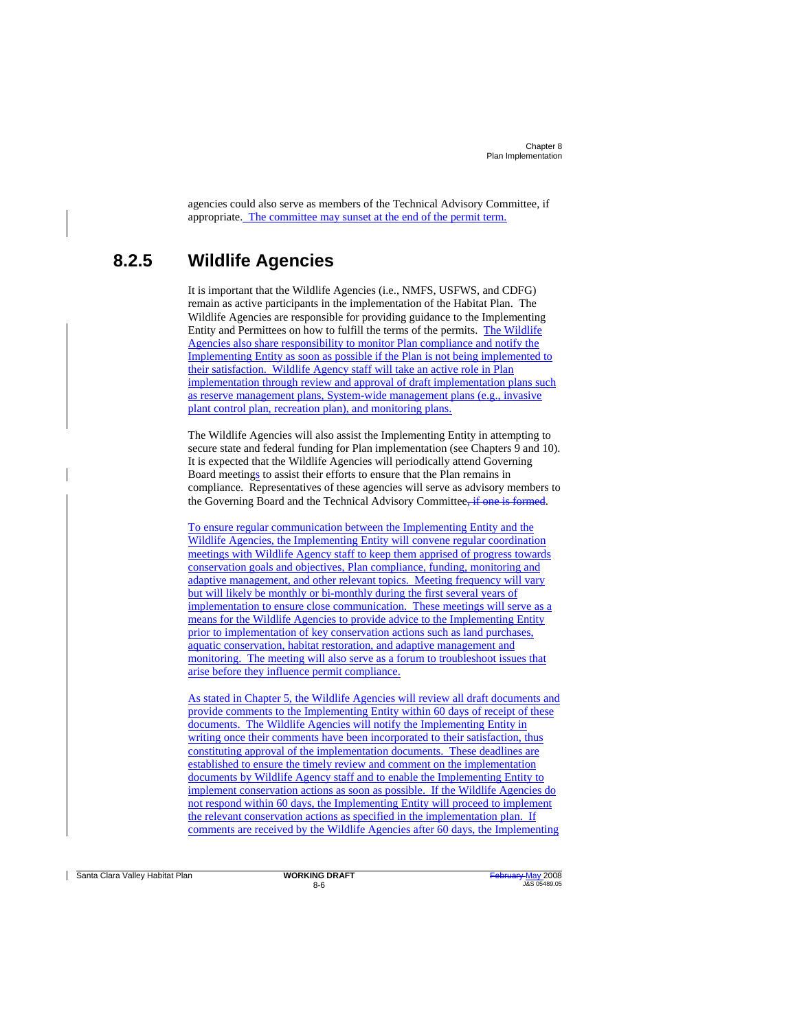agencies could also serve as members of the Technical Advisory Committee, if appropriate. The committee may sunset at the end of the permit term.

## 8.2.5 Wildlife Agencies

It is important that the Wildlife Agencies (i.e., NMFS, USFWS, and CDFG) remain as active participants in the implementation of the Habitat Plan. The Wildlife Agencies are responsible for providing guidance to the Implementing Entity and Permittees on how to fulfill the terms of the permits. The Wildlife Agencies also share responsibility to monitor Plan compliance and notify the Implementing Entity as soon as possible if the Plan is not being implemented to their satisfaction. Wildlife Agency staff will take an active role in Plan implementation through review and approval of draft implementation plans such as reserve management plans, System-wide management plans (e.g., invasive plant control plan, recreation plan), and monitoring plans.

The Wildlife Agencies will also assist the Implementing Entity in attempting to secure state and federal funding for Plan implementation (see Chapters 9 and 10). It is expected that the Wildlife Agencies will periodically attend Governing Board meetings to assist their efforts to ensure that the Plan remains in compliance. Representatives of these agencies will serve as advisory members to the Governing Board and the Technical Advisory Committee~~, if one is formed~~.

To ensure regular communication between the Implementing Entity and the Wildlife Agencies, the Implementing Entity will convene regular coordination meetings with Wildlife Agency staff to keep them apprised of progress towards conservation goals and objectives, Plan compliance, funding, monitoring and adaptive management, and other relevant topics. Meeting frequency will vary but will likely be monthly or bi-monthly during the first several years of implementation to ensure close communication. These meetings will serve as a means for the Wildlife Agencies to provide advice to the Implementing Entity prior to implementation of key conservation actions such as land purchases, aquatic conservation, habitat restoration, and adaptive management and monitoring. The meeting will also serve as a forum to troubleshoot issues that arise before they influence permit compliance.

As stated in Chapter 5, the Wildlife Agencies will review all draft documents and provide comments to the Implementing Entity within 60 days of receipt of these documents. The Wildlife Agencies will notify the Implementing Entity in writing once their comments have been incorporated to their satisfaction, thus constituting approval of the implementation documents. These deadlines are established to ensure the timely review and comment on the implementation documents by Wildlife Agency staff and to enable the Implementing Entity to implement conservation actions as soon as possible. If the Wildlife Agencies do not respond within 60 days, the Implementing Entity will proceed to implement the relevant conservation actions as specified in the implementation plan. If comments are received by the Wildlife Agencies after 60 days, the Implementing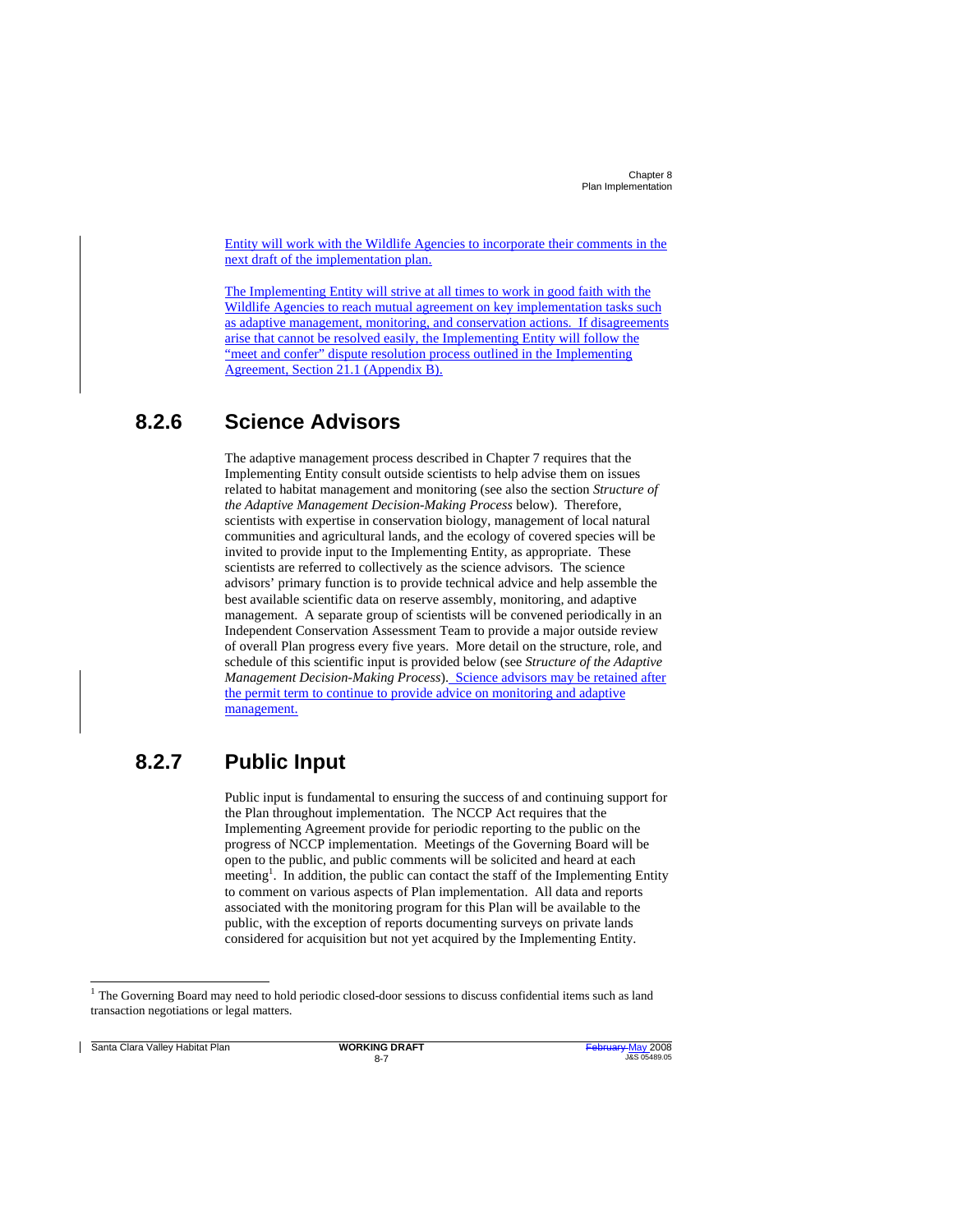Entity will work with the Wildlife Agencies to incorporate their comments in the next draft of the implementation plan.

The Implementing Entity will strive at all times to work in good faith with the Wildlife Agencies to reach mutual agreement on key implementation tasks such as adaptive management, monitoring, and conservation actions. If disagreements arise that cannot be resolved easily, the Implementing Entity will follow the "meet and confer" dispute resolution process outlined in the Implementing Agreement, Section 21.1 (Appendix B).

### 8.2.6 Science Advisors

The adaptive management process described in Chapter 7 requires that the Implementing Entity consult outside scientists to help advise them on issues related to habitat management and monitoring (see also the section *Structure of the Adaptive Management Decision-Making Process* below). Therefore, scientists with expertise in conservation biology, management of local natural communities and agricultural lands, and the ecology of covered species will be invited to provide input to the Implementing Entity, as appropriate. These scientists are referred to collectively as the science advisors. The science advisors' primary function is to provide technical advice and help assemble the best available scientific data on reserve assembly, monitoring, and adaptive management. A separate group of scientists will be convened periodically in an Independent Conservation Assessment Team to provide a major outside review of overall Plan progress every five years. More detail on the structure, role, and schedule of this scientific input is provided below (see *Structure of the Adaptive Management Decision-Making Process*). Science advisors may be retained after the permit term to continue to provide advice on monitoring and adaptive management.

### 8.2.7 Public Input

Public input is fundamental to ensuring the success of and continuing support for the Plan throughout implementation. The NCCP Act requires that the Implementing Agreement provide for periodic reporting to the public on the progress of NCCP implementation. Meetings of the Governing Board will be open to the public, and public comments will be solicited and heard at each meeting[1]. In addition, the public can contact the staff of the Implementing Entity to comment on various aspects of Plan implementation. All data and reports associated with the monitoring program for this Plan will be available to the public, with the exception of reports documenting surveys on private lands considered for acquisition but not yet acquired by the Implementing Entity.

[1] The Governing Board may need to hold periodic closed-door sessions to discuss confidential items such as land transaction negotiations or legal matters.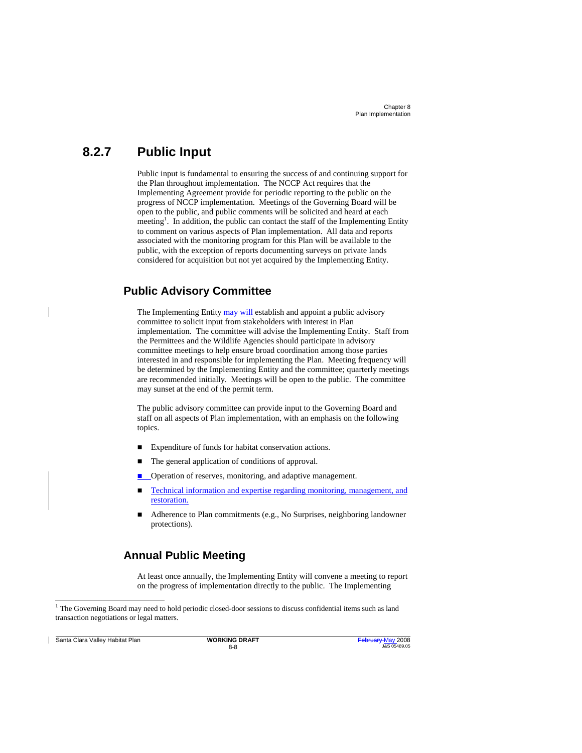## 8.2.7 Public Input

Public input is fundamental to ensuring the success of and continuing support for the Plan throughout implementation. The NCCP Act requires that the Implementing Agreement provide for periodic reporting to the public on the progress of NCCP implementation. Meetings of the Governing Board will be open to the public, and public comments will be solicited and heard at each meeting[1]. In addition, the public can contact the staff of the Implementing Entity to comment on various aspects of Plan implementation. All data and reports associated with the monitoring program for this Plan will be available to the public, with the exception of reports documenting surveys on private lands considered for acquisition but not yet acquired by the Implementing Entity.

### Public Advisory Committee

The Implementing Entity ~~may~~ will establish and appoint a public advisory committee to solicit input from stakeholders with interest in Plan implementation. The committee will advise the Implementing Entity. Staff from the Permittees and the Wildlife Agencies should participate in advisory committee meetings to help ensure broad coordination among those parties interested in and responsible for implementing the Plan. Meeting frequency will be determined by the Implementing Entity and the committee; quarterly meetings are recommended initially. Meetings will be open to the public. The committee may sunset at the end of the permit term.

The public advisory committee can provide input to the Governing Board and staff on all aspects of Plan implementation, with an emphasis on the following topics.

- Expenditure of funds for habitat conservation actions.
- The general application of conditions of approval.
- Operation of reserves, monitoring, and adaptive management.
- Technical information and expertise regarding monitoring, management, and restoration.
- Adherence to Plan commitments (e.g., No Surprises, neighboring landowner protections).

### Annual Public Meeting

At least once annually, the Implementing Entity will convene a meeting to report on the progress of implementation directly to the public. The Implementing

[1] The Governing Board may need to hold periodic closed-door sessions to discuss confidential items such as land transaction negotiations or legal matters.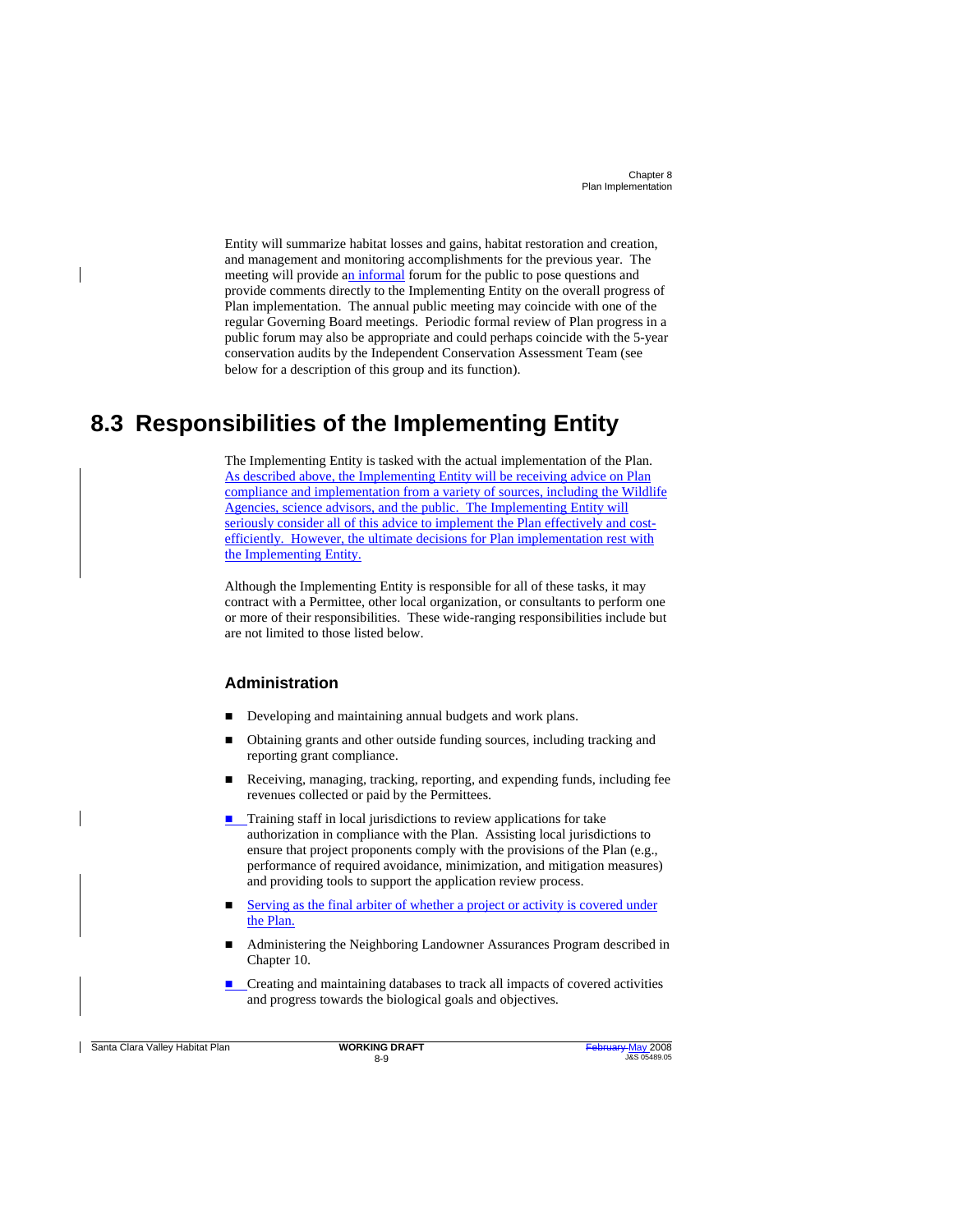Entity will summarize habitat losses and gains, habitat restoration and creation, and management and monitoring accomplishments for the previous year. The meeting will provide an informal forum for the public to pose questions and provide comments directly to the Implementing Entity on the overall progress of Plan implementation. The annual public meeting may coincide with one of the regular Governing Board meetings. Periodic formal review of Plan progress in a public forum may also be appropriate and could perhaps coincide with the 5-year conservation audits by the Independent Conservation Assessment Team (see below for a description of this group and its function).

# 8.3 Responsibilities of the Implementing Entity

The Implementing Entity is tasked with the actual implementation of the Plan. As described above, the Implementing Entity will be receiving advice on Plan compliance and implementation from a variety of sources, including the Wildlife Agencies, science advisors, and the public. The Implementing Entity will seriously consider all of this advice to implement the Plan effectively and cost-efficiently. However, the ultimate decisions for Plan implementation rest with the Implementing Entity.

Although the Implementing Entity is responsible for all of these tasks, it may contract with a Permittee, other local organization, or consultants to perform one or more of their responsibilities. These wide-ranging responsibilities include but are not limited to those listed below.

### Administration

- Developing and maintaining annual budgets and work plans.
- Obtaining grants and other outside funding sources, including tracking and reporting grant compliance.
- Receiving, managing, tracking, reporting, and expending funds, including fee revenues collected or paid by the Permittees.
- Training staff in local jurisdictions to review applications for take authorization in compliance with the Plan. Assisting local jurisdictions to ensure that project proponents comply with the provisions of the Plan (e.g., performance of required avoidance, minimization, and mitigation measures) and providing tools to support the application review process.
- Serving as the final arbiter of whether a project or activity is covered under the Plan.
- Administering the Neighboring Landowner Assurances Program described in Chapter 10.
- Creating and maintaining databases to track all impacts of covered activities and progress towards the biological goals and objectives.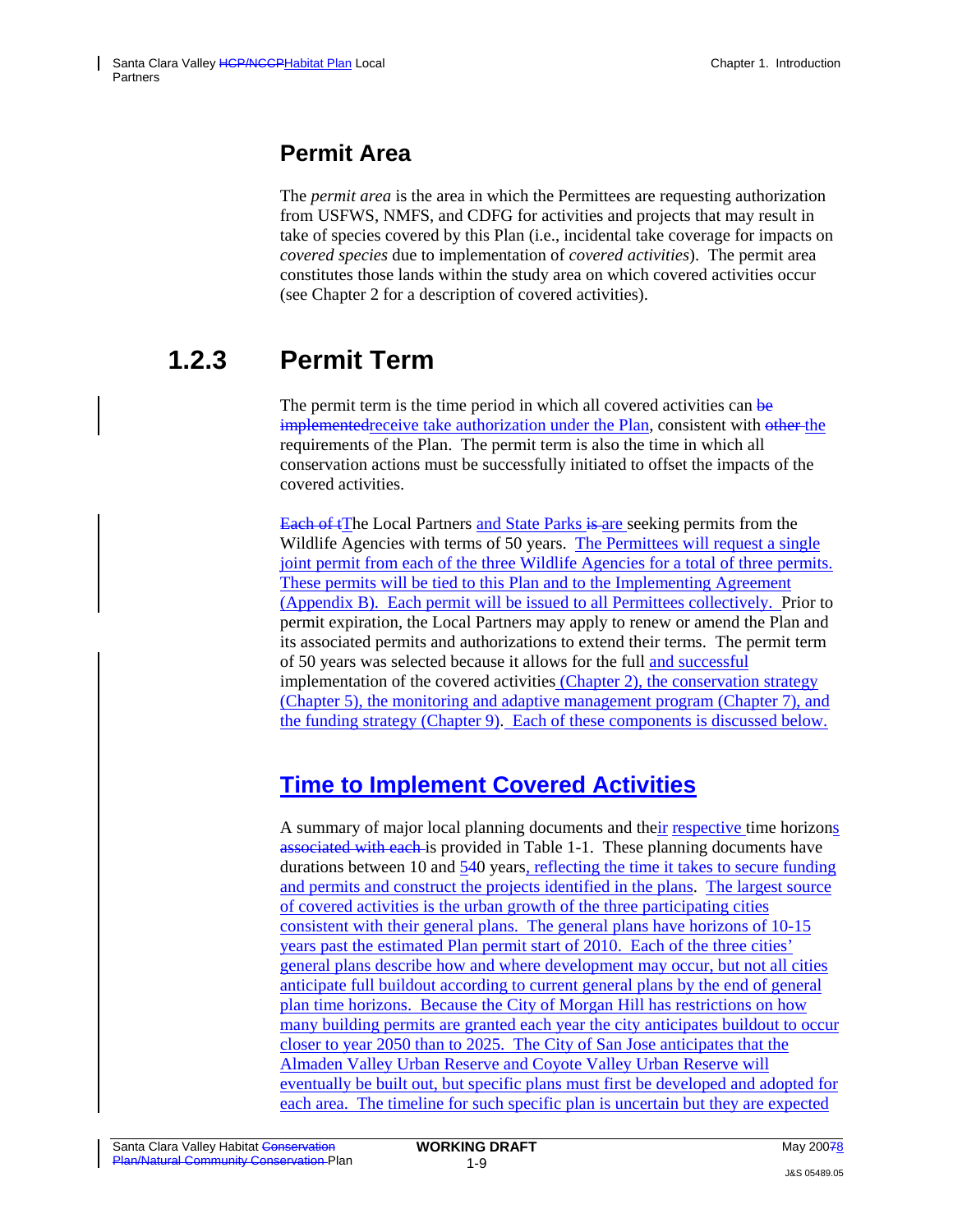## Permit Area

The *permit area* is the area in which the Permittees are requesting authorization from USFWS, NMFS, and CDFG for activities and projects that may result in take of species covered by this Plan (i.e., incidental take coverage for impacts on *covered species* due to implementation of *covered activities*). The permit area constitutes those lands within the study area on which covered activities occur (see Chapter 2 for a description of covered activities).

# 1.2.3 Permit Term

The permit term is the time period in which all covered activities can ~~be implemented~~receive take authorization under the Plan, consistent with ~~other~~ the requirements of the Plan. The permit term is also the time in which all conservation actions must be successfully initiated to offset the impacts of the covered activities.

~~Each of t~~The Local Partners and State Parks ~~is~~ are seeking permits from the Wildlife Agencies with terms of 50 years. The Permittees will request a single joint permit from each of the three Wildlife Agencies for a total of three permits. These permits will be tied to this Plan and to the Implementing Agreement (Appendix B). Each permit will be issued to all Permittees collectively. Prior to permit expiration, the Local Partners may apply to renew or amend the Plan and its associated permits and authorizations to extend their terms. The permit term of 50 years was selected because it allows for the full and successful implementation of the covered activities (Chapter 2), the conservation strategy (Chapter 5), the monitoring and adaptive management program (Chapter 7), and the funding strategy (Chapter 9). Each of these components is discussed below.

## Time to Implement Covered Activities

A summary of major local planning documents and their respective time horizons ~~associated with each~~ is provided in Table 1-1. These planning documents have durations between 10 and 5~~4~~0 years, reflecting the time it takes to secure funding and permits and construct the projects identified in the plans. The largest source of covered activities is the urban growth of the three participating cities consistent with their general plans. The general plans have horizons of 10-15 years past the estimated Plan permit start of 2010. Each of the three cities' general plans describe how and where development may occur, but not all cities anticipate full buildout according to current general plans by the end of general plan time horizons. Because the City of Morgan Hill has restrictions on how many building permits are granted each year the city anticipates buildout to occur closer to year 2050 than to 2025. The City of San Jose anticipates that the Almaden Valley Urban Reserve and Coyote Valley Urban Reserve will eventually be built out, but specific plans must first be developed and adopted for each area. The timeline for such specific plan is uncertain but they are expected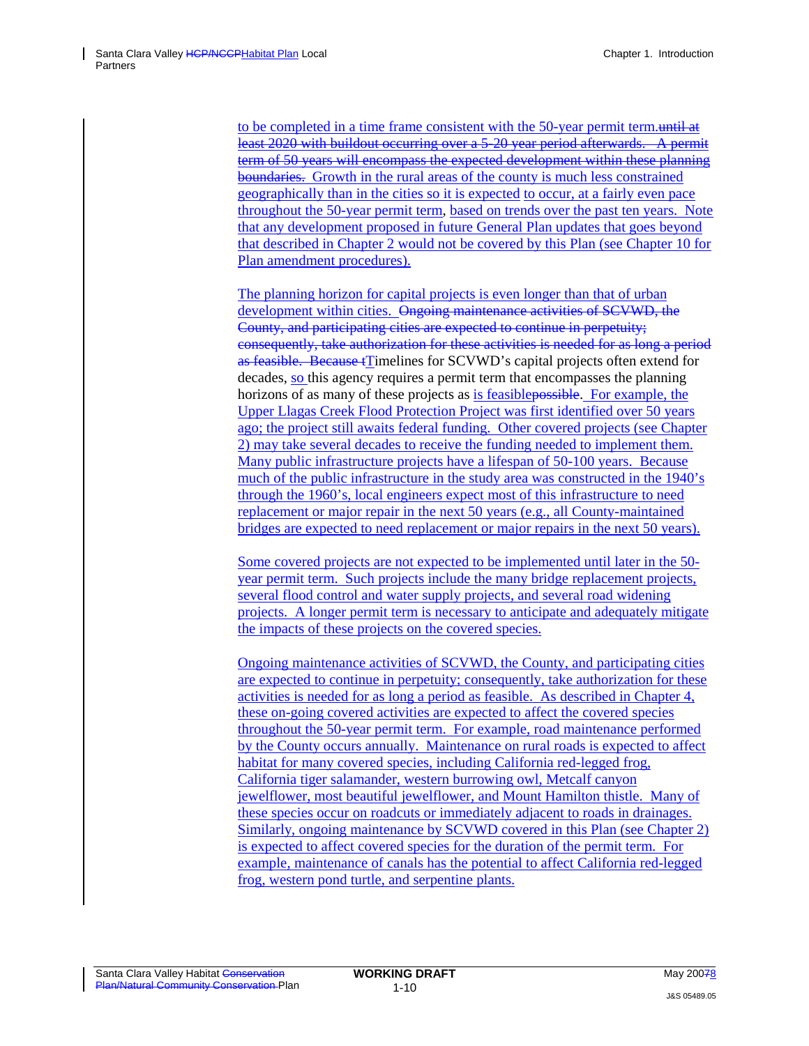to be completed in a time frame consistent with the 50-year permit term.~~until at least 2020 with buildout occurring over a 5-20 year period afterwards. A permit term of 50 years will encompass the expected development within these planning boundaries.~~ Growth in the rural areas of the county is much less constrained geographically than in the cities so it is expected to occur, at a fairly even pace throughout the 50-year permit term, based on trends over the past ten years. Note that any development proposed in future General Plan updates that goes beyond that described in Chapter 2 would not be covered by this Plan (see Chapter 10 for Plan amendment procedures).

The planning horizon for capital projects is even longer than that of urban development within cities. ~~Ongoing maintenance activities of SCVWD, the County, and participating cities are expected to continue in perpetuity; consequently, take authorization for these activities is needed for as long a period as feasible. Because t~~Timelines for SCVWD's capital projects often extend for decades, so this agency requires a permit term that encompasses the planning horizons of as many of these projects as is feasible~~possible~~. For example, the Upper Llagas Creek Flood Protection Project was first identified over 50 years ago; the project still awaits federal funding. Other covered projects (see Chapter 2) may take several decades to receive the funding needed to implement them. Many public infrastructure projects have a lifespan of 50-100 years. Because much of the public infrastructure in the study area was constructed in the 1940's through the 1960's, local engineers expect most of this infrastructure to need replacement or major repair in the next 50 years (e.g., all County-maintained bridges are expected to need replacement or major repairs in the next 50 years).

Some covered projects are not expected to be implemented until later in the 50-year permit term. Such projects include the many bridge replacement projects, several flood control and water supply projects, and several road widening projects. A longer permit term is necessary to anticipate and adequately mitigate the impacts of these projects on the covered species.

Ongoing maintenance activities of SCVWD, the County, and participating cities are expected to continue in perpetuity; consequently, take authorization for these activities is needed for as long a period as feasible. As described in Chapter 4, these on-going covered activities are expected to affect the covered species throughout the 50-year permit term. For example, road maintenance performed by the County occurs annually. Maintenance on rural roads is expected to affect habitat for many covered species, including California red-legged frog, California tiger salamander, western burrowing owl, Metcalf canyon jewelflower, most beautiful jewelflower, and Mount Hamilton thistle. Many of these species occur on roadcuts or immediately adjacent to roads in drainages. Similarly, ongoing maintenance by SCVWD covered in this Plan (see Chapter 2) is expected to affect covered species for the duration of the permit term. For example, maintenance of canals has the potential to affect California red-legged frog, western pond turtle, and serpentine plants.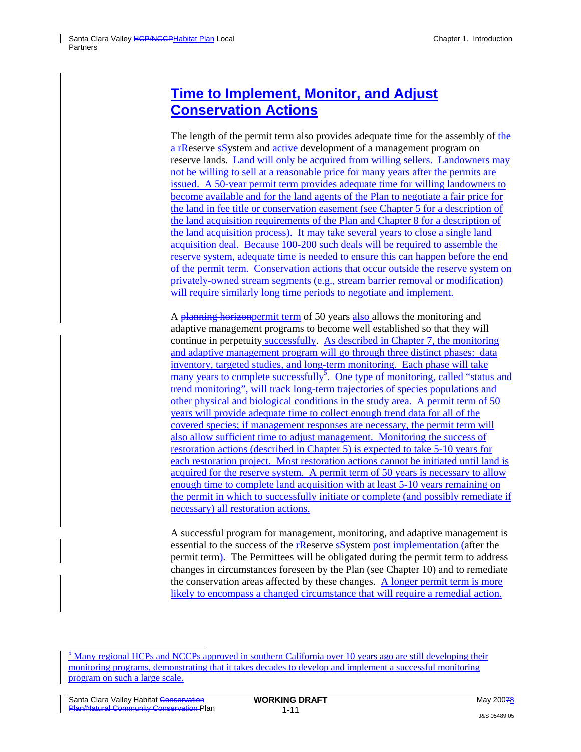## Time to Implement, Monitor, and Adjust Conservation Actions

The length of the permit term also provides adequate time for the assembly of the a rReserve sSystem and active development of a management program on reserve lands. Land will only be acquired from willing sellers. Landowners may not be willing to sell at a reasonable price for many years after the permits are issued. A 50-year permit term provides adequate time for willing landowners to become available and for the land agents of the Plan to negotiate a fair price for the land in fee title or conservation easement (see Chapter 5 for a description of the land acquisition requirements of the Plan and Chapter 8 for a description of the land acquisition process). It may take several years to close a single land acquisition deal. Because 100-200 such deals will be required to assemble the reserve system, adequate time is needed to ensure this can happen before the end of the permit term. Conservation actions that occur outside the reserve system on privately-owned stream segments (e.g., stream barrier removal or modification) will require similarly long time periods to negotiate and implement.

A planning horizonpermit term of 50 years also allows the monitoring and adaptive management programs to become well established so that they will continue in perpetuity successfully. As described in Chapter 7, the monitoring and adaptive management program will go through three distinct phases: data inventory, targeted studies, and long-term monitoring. Each phase will take many years to complete successfully[5]. One type of monitoring, called "status and trend monitoring", will track long-term trajectories of species populations and other physical and biological conditions in the study area. A permit term of 50 years will provide adequate time to collect enough trend data for all of the covered species; if management responses are necessary, the permit term will also allow sufficient time to adjust management. Monitoring the success of restoration actions (described in Chapter 5) is expected to take 5-10 years for each restoration project. Most restoration actions cannot be initiated until land is acquired for the reserve system. A permit term of 50 years is necessary to allow enough time to complete land acquisition with at least 5-10 years remaining on the permit in which to successfully initiate or complete (and possibly remediate if necessary) all restoration actions.

A successful program for management, monitoring, and adaptive management is essential to the success of the rReserve sSystem post implementation (after the permit term). The Permittees will be obligated during the permit term to address changes in circumstances foreseen by the Plan (see Chapter 10) and to remediate the conservation areas affected by these changes. A longer permit term is more likely to encompass a changed circumstance that will require a remedial action.

---

[5] Many regional HCPs and NCCPs approved in southern California over 10 years ago are still developing their monitoring programs, demonstrating that it takes decades to develop and implement a successful monitoring program on such a large scale.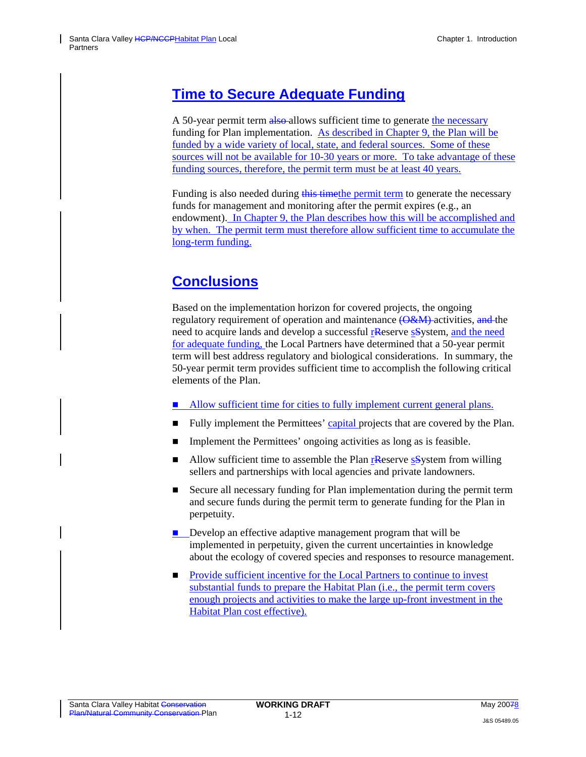## Time to Secure Adequate Funding

A 50-year permit term ~~also~~ allows sufficient time to generate the necessary funding for Plan implementation. As described in Chapter 9, the Plan will be funded by a wide variety of local, state, and federal sources. Some of these sources will not be available for 10-30 years or more. To take advantage of these funding sources, therefore, the permit term must be at least 40 years.

Funding is also needed during ~~this time~~the permit term to generate the necessary funds for management and monitoring after the permit expires (e.g., an endowment). In Chapter 9, the Plan describes how this will be accomplished and by when. The permit term must therefore allow sufficient time to accumulate the long-term funding.

## Conclusions

Based on the implementation horizon for covered projects, the ongoing regulatory requirement of operation and maintenance ~~(O&M)~~ activities, ~~and~~ the need to acquire lands and develop a successful r~~R~~eserve s~~S~~ystem, and the need for adequate funding, the Local Partners have determined that a 50-year permit term will best address regulatory and biological considerations. In summary, the 50-year permit term provides sufficient time to accomplish the following critical elements of the Plan.

- Allow sufficient time for cities to fully implement current general plans.
- Fully implement the Permittees' capital projects that are covered by the Plan.
- Implement the Permittees' ongoing activities as long as is feasible.
- Allow sufficient time to assemble the Plan r~~R~~eserve s~~S~~ystem from willing sellers and partnerships with local agencies and private landowners.
- Secure all necessary funding for Plan implementation during the permit term and secure funds during the permit term to generate funding for the Plan in perpetuity.
- Develop an effective adaptive management program that will be implemented in perpetuity, given the current uncertainties in knowledge about the ecology of covered species and responses to resource management.
- Provide sufficient incentive for the Local Partners to continue to invest substantial funds to prepare the Habitat Plan (i.e., the permit term covers enough projects and activities to make the large up-front investment in the Habitat Plan cost effective).